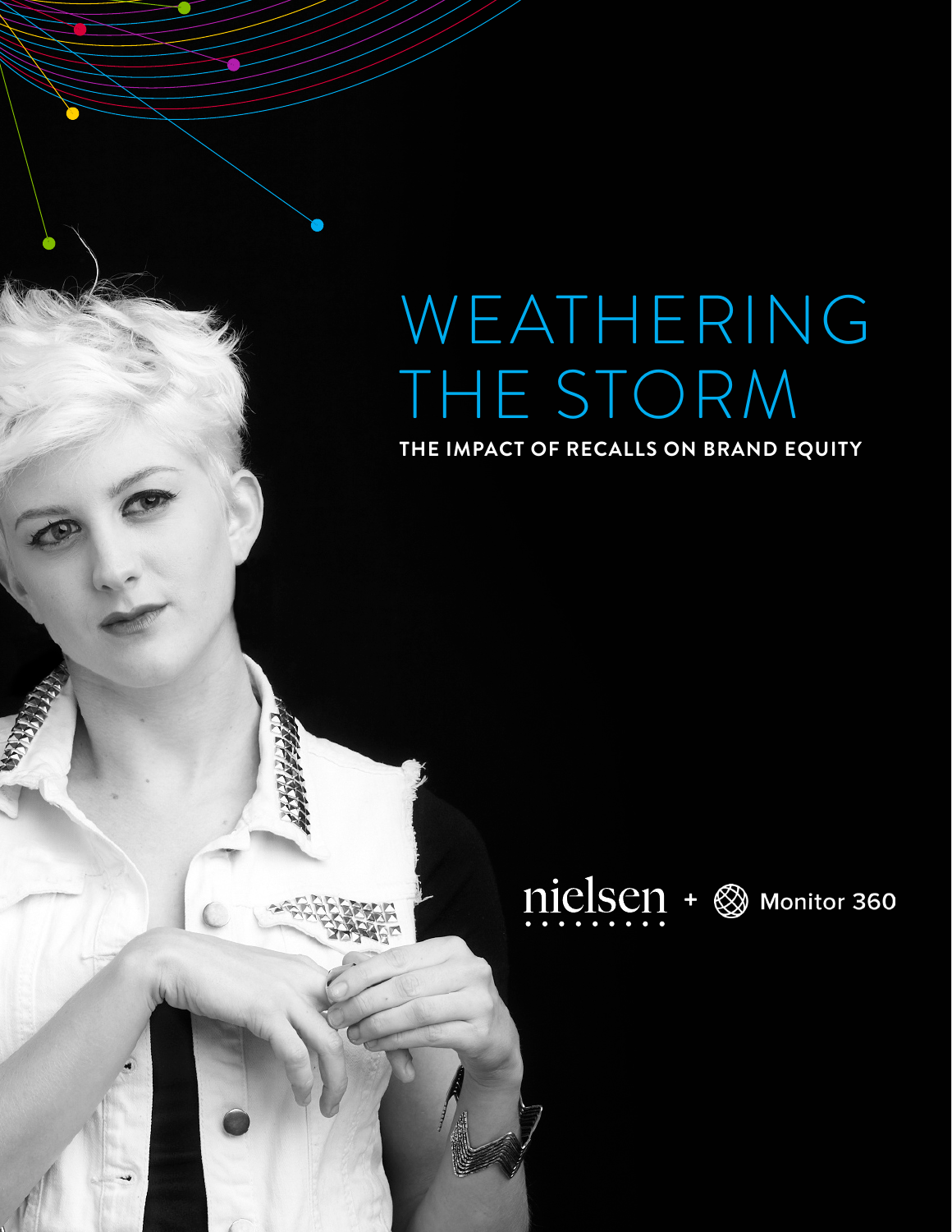# WEATHERING THE STORM

## THE IMPACT OF RECALLS ON BRAND EQUITY

nielsen + Monitor 360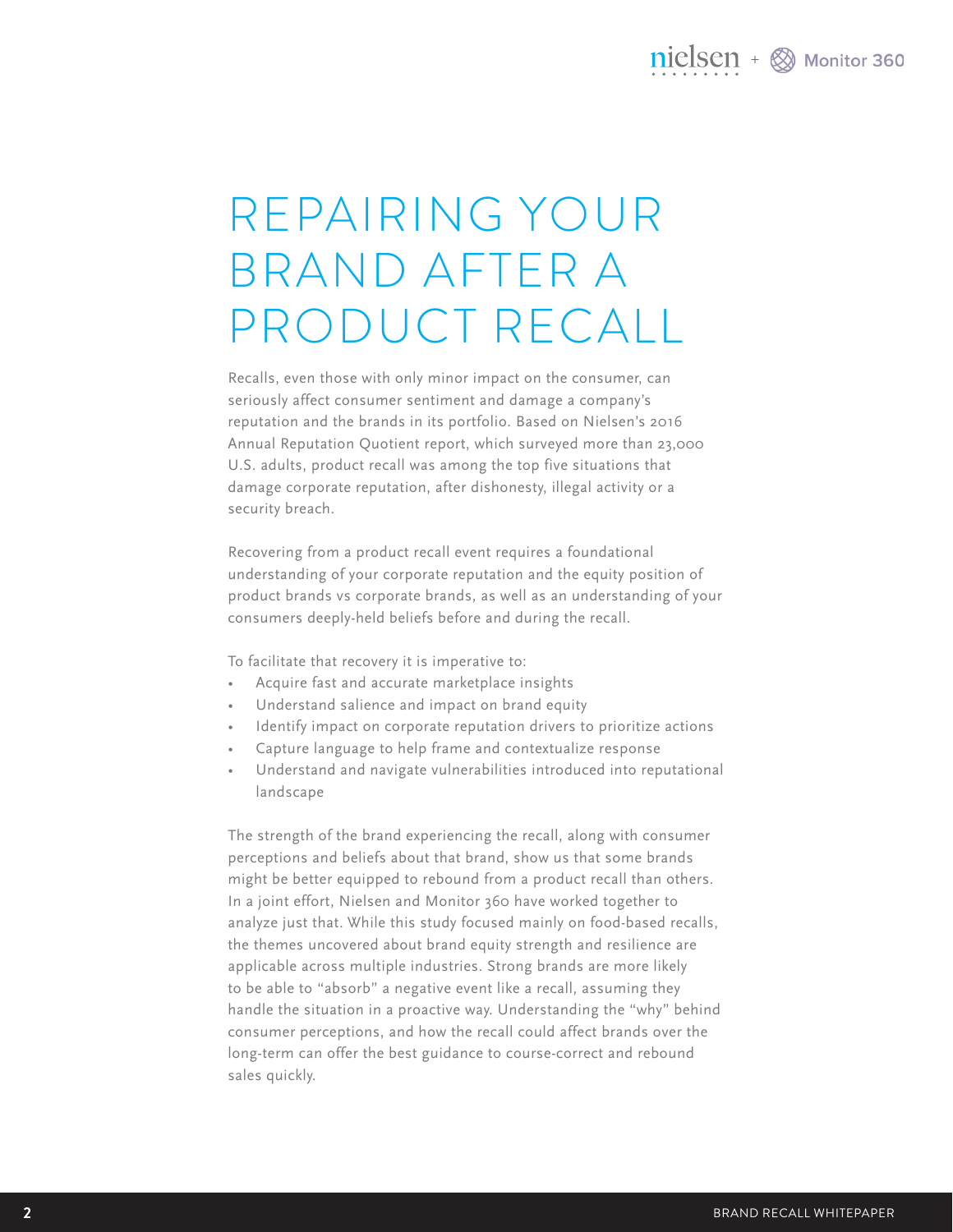# REPAIRING YOUR BRAND AFTER A PRODUCT RECALL

Recalls, even those with only minor impact on the consumer, can seriously affect consumer sentiment and damage a company's reputation and the brands in its portfolio. Based on Nielsen's 2016 Annual Reputation Quotient report, which surveyed more than 23,000 U.S. adults, product recall was among the top five situations that damage corporate reputation, after dishonesty, illegal activity or a security breach.

Recovering from a product recall event requires a foundational understanding of your corporate reputation and the equity position of product brands vs corporate brands, as well as an understanding of your consumers deeply-held beliefs before and during the recall.

To facilitate that recovery it is imperative to:

- Acquire fast and accurate marketplace insights
- Understand salience and impact on brand equity
- Identify impact on corporate reputation drivers to prioritize actions
- Capture language to help frame and contextualize response
- Understand and navigate vulnerabilities introduced into reputational landscape

The strength of the brand experiencing the recall, along with consumer perceptions and beliefs about that brand, show us that some brands might be better equipped to rebound from a product recall than others. In a joint effort, Nielsen and Monitor 360 have worked together to analyze just that. While this study focused mainly on food-based recalls, the themes uncovered about brand equity strength and resilience are applicable across multiple industries. Strong brands are more likely to be able to "absorb" a negative event like a recall, assuming they handle the situation in a proactive way. Understanding the "why" behind consumer perceptions, and how the recall could affect brands over the long-term can offer the best guidance to course-correct and rebound sales quickly.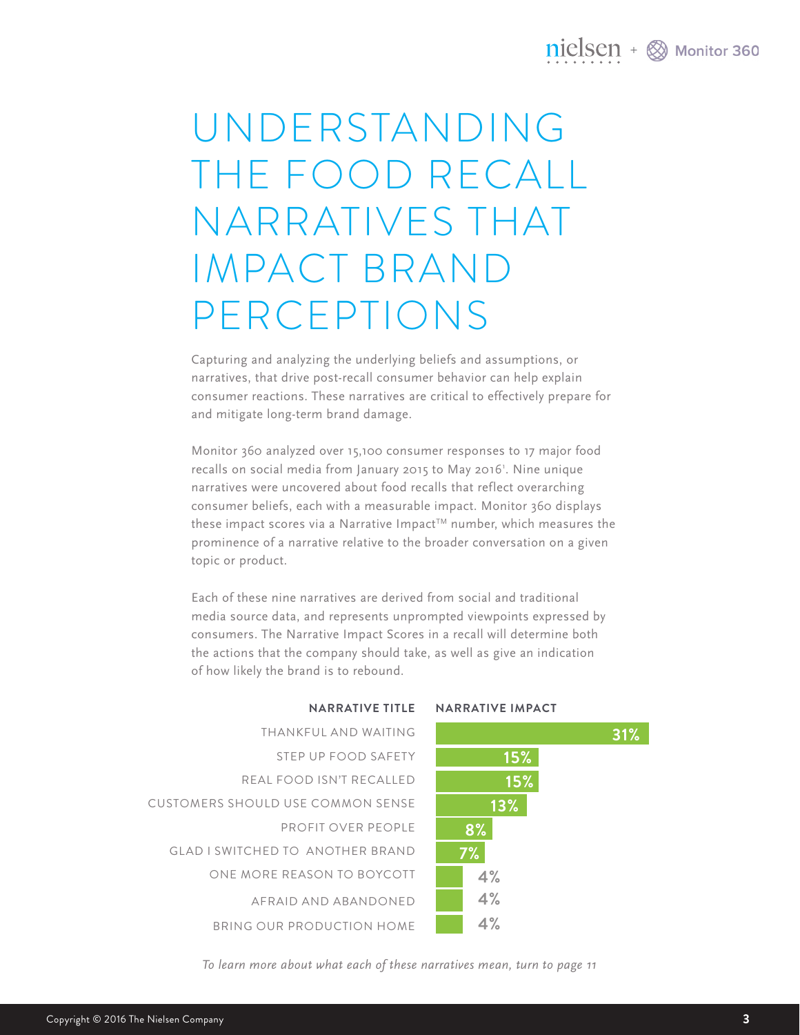# UNDERSTANDING THE FOOD RECALL NARRATIVES THAT IMPACT BRAND PERCEPTIONS

Capturing and analyzing the underlying beliefs and assumptions, or narratives, that drive post-recall consumer behavior can help explain consumer reactions. These narratives are critical to effectively prepare for and mitigate long-term brand damage.

Monitor 360 analyzed over 15,100 consumer responses to 17 major food recalls on social media from January 2015 to May 2016[1]. Nine unique narratives were uncovered about food recalls that reflect overarching consumer beliefs, each with a measurable impact. Monitor 360 displays these impact scores via a Narrative Impact™ number, which measures the prominence of a narrative relative to the broader conversation on a given topic or product.

Each of these nine narratives are derived from social and traditional media source data, and represents unprompted viewpoints expressed by consumers. The Narrative Impact Scores in a recall will determine both the actions that the company should take, as well as give an indication of how likely the brand is to rebound.

| NARRATIVE TITLE | NARRATIVE IMPACT |
| --- | --- |
| THANKFUL AND WAITING | 31% |
| STEP UP FOOD SAFETY | 15% |
| REAL FOOD ISN'T RECALLED | 15% |
| CUSTOMERS SHOULD USE COMMON SENSE | 13% |
| PROFIT OVER PEOPLE | 8% |
| GLAD I SWITCHED TO ANOTHER BRAND | 7% |
| ONE MORE REASON TO BOYCOTT | 4% |
| AFRAID AND ABANDONED | 4% |
| BRING OUR PRODUCTION HOME | 4% |

*To learn more about what each of these narratives mean, turn to page 11*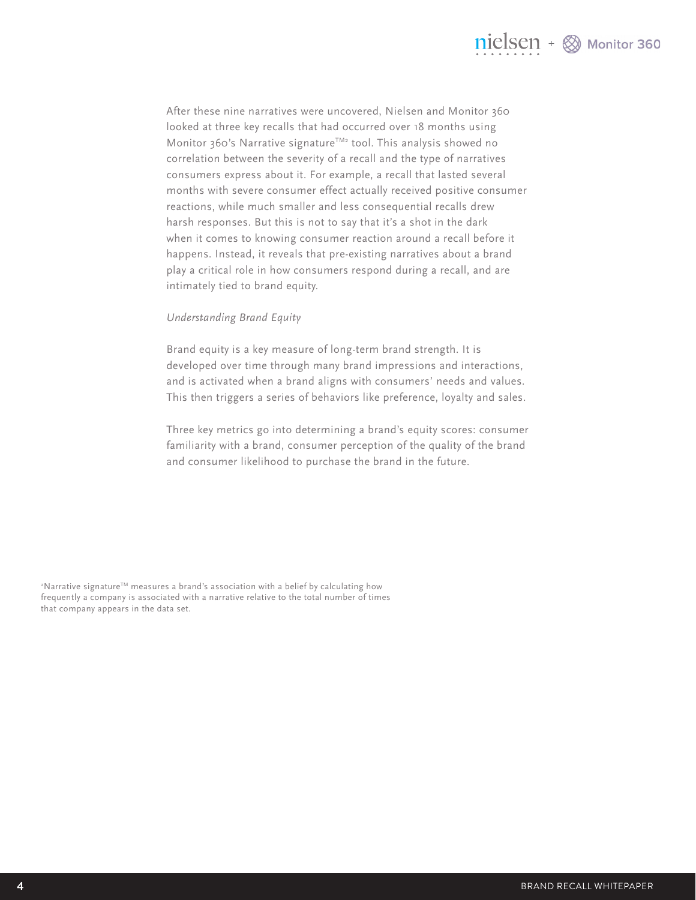After these nine narratives were uncovered, Nielsen and Monitor 360 looked at three key recalls that had occurred over 18 months using Monitor 360's Narrative signature™[2] tool. This analysis showed no correlation between the severity of a recall and the type of narratives consumers express about it. For example, a recall that lasted several months with severe consumer effect actually received positive consumer reactions, while much smaller and less consequential recalls drew harsh responses. But this is not to say that it's a shot in the dark when it comes to knowing consumer reaction around a recall before it happens. Instead, it reveals that pre-existing narratives about a brand play a critical role in how consumers respond during a recall, and are intimately tied to brand equity.

*Understanding Brand Equity*

Brand equity is a key measure of long-term brand strength. It is developed over time through many brand impressions and interactions, and is activated when a brand aligns with consumers' needs and values. This then triggers a series of behaviors like preference, loyalty and sales.

Three key metrics go into determining a brand's equity scores: consumer familiarity with a brand, consumer perception of the quality of the brand and consumer likelihood to purchase the brand in the future.

[2]Narrative signature™ measures a brand's association with a belief by calculating how frequently a company is associated with a narrative relative to the total number of times that company appears in the data set.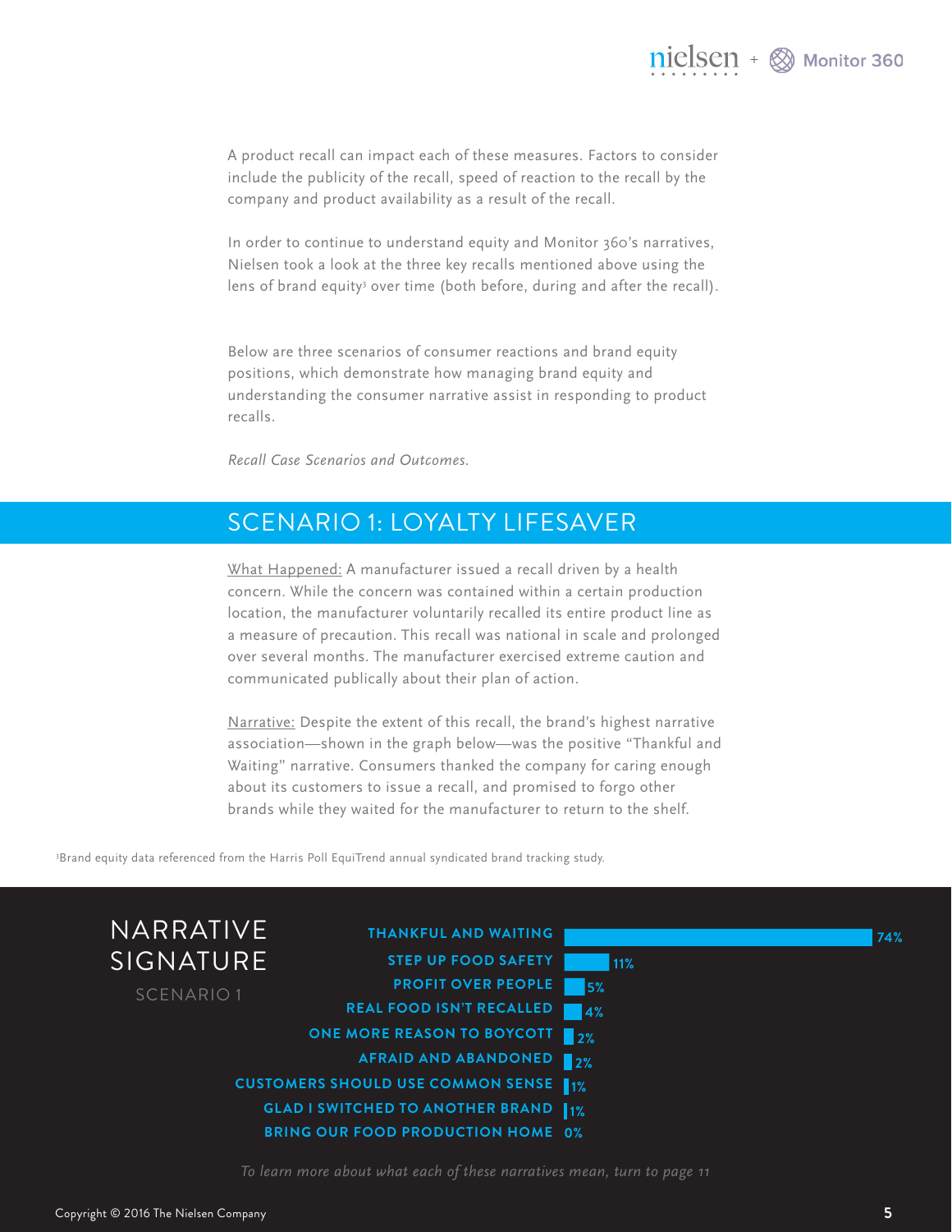A product recall can impact each of these measures. Factors to consider include the publicity of the recall, speed of reaction to the recall by the company and product availability as a result of the recall.

In order to continue to understand equity and Monitor 360's narratives, Nielsen took a look at the three key recalls mentioned above using the lens of brand equity[3] over time (both before, during and after the recall).

Below are three scenarios of consumer reactions and brand equity positions, which demonstrate how managing brand equity and understanding the consumer narrative assist in responding to product recalls.

*Recall Case Scenarios and Outcomes.*

## SCENARIO 1: LOYALTY LIFESAVER

What Happened: A manufacturer issued a recall driven by a health concern. While the concern was contained within a certain production location, the manufacturer voluntarily recalled its entire product line as a measure of precaution. This recall was national in scale and prolonged over several months. The manufacturer exercised extreme caution and communicated publically about their plan of action.

Narrative: Despite the extent of this recall, the brand's highest narrative association—shown in the graph below—was the positive "Thankful and Waiting" narrative. Consumers thanked the company for caring enough about its customers to issue a recall, and promised to forgo other brands while they waited for the manufacturer to return to the shelf.

[3] Brand equity data referenced from the Harris Poll EquiTrend annual syndicated brand tracking study.

### NARRATIVE SIGNATURE

SCENARIO 1

| Narrative | % |
|---|---|
| THANKFUL AND WAITING | 74% |
| STEP UP FOOD SAFETY | 11% |
| PROFIT OVER PEOPLE | 5% |
| REAL FOOD ISN'T RECALLED | 4% |
| ONE MORE REASON TO BOYCOTT | 2% |
| AFRAID AND ABANDONED | 2% |
| CUSTOMERS SHOULD USE COMMON SENSE | 1% |
| GLAD I SWITCHED TO ANOTHER BRAND | 1% |
| BRING OUR FOOD PRODUCTION HOME | 0% |

*To learn more about what each of these narratives mean, turn to page 11*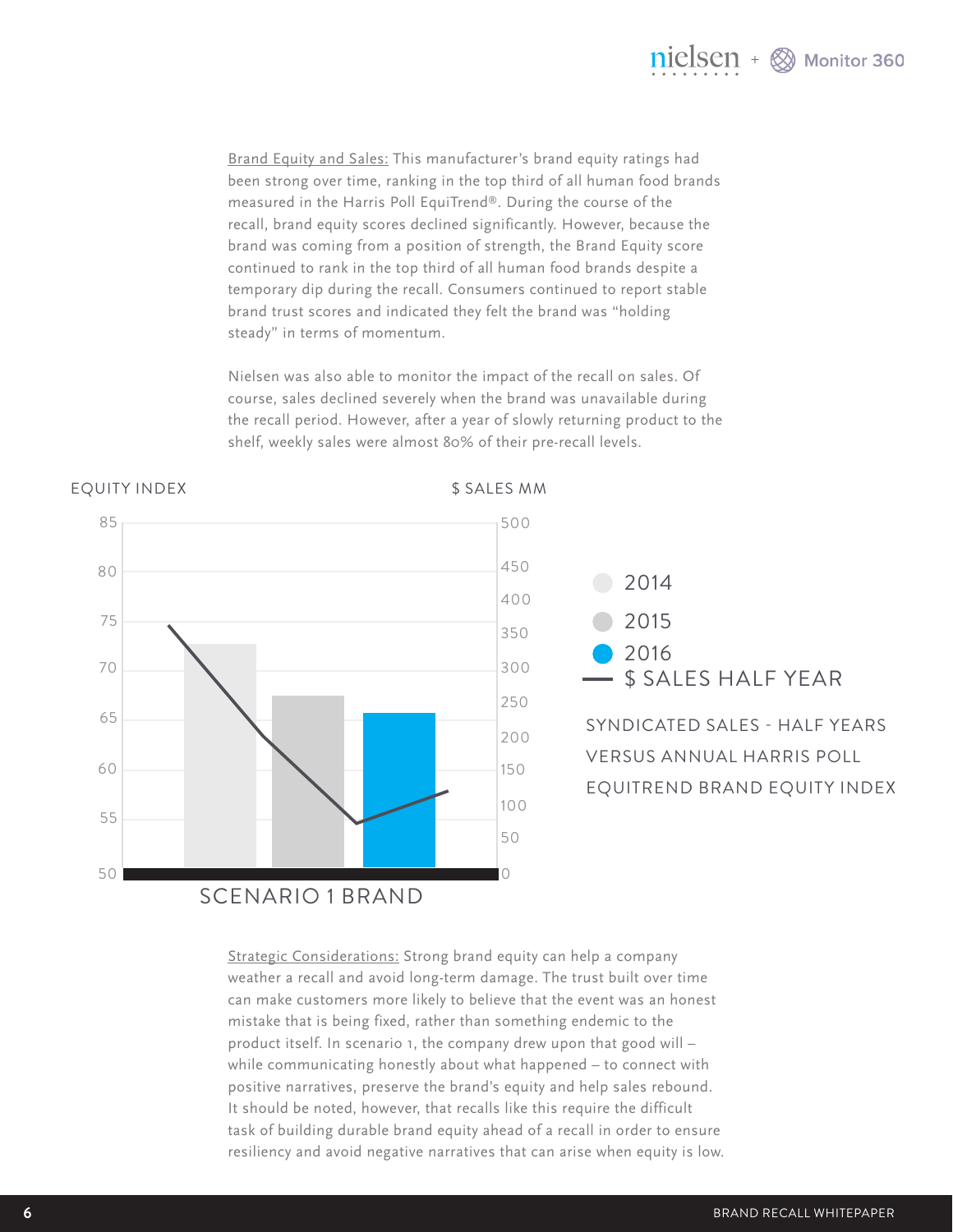Brand Equity and Sales: This manufacturer's brand equity ratings had been strong over time, ranking in the top third of all human food brands measured in the Harris Poll EquiTrend®. During the course of the recall, brand equity scores declined significantly. However, because the brand was coming from a position of strength, the Brand Equity score continued to rank in the top third of all human food brands despite a temporary dip during the recall. Consumers continued to report stable brand trust scores and indicated they felt the brand was "holding steady" in terms of momentum.

Nielsen was also able to monitor the impact of the recall on sales. Of course, sales declined severely when the brand was unavailable during the recall period. However, after a year of slowly returning product to the shelf, weekly sales were almost 80% of their pre-recall levels.

EQUITY INDEX | $ SALES MM

2014 | 2015 | 2016 | $ SALES HALF YEAR

SYNDICATED SALES - HALF YEARS VERSUS ANNUAL HARRIS POLL EQUITREND BRAND EQUITY INDEX

SCENARIO 1 BRAND

Strategic Considerations: Strong brand equity can help a company weather a recall and avoid long-term damage. The trust built over time can make customers more likely to believe that the event was an honest mistake that is being fixed, rather than something endemic to the product itself. In scenario 1, the company drew upon that good will – while communicating honestly about what happened – to connect with positive narratives, preserve the brand's equity and help sales rebound. It should be noted, however, that recalls like this require the difficult task of building durable brand equity ahead of a recall in order to ensure resiliency and avoid negative narratives that can arise when equity is low.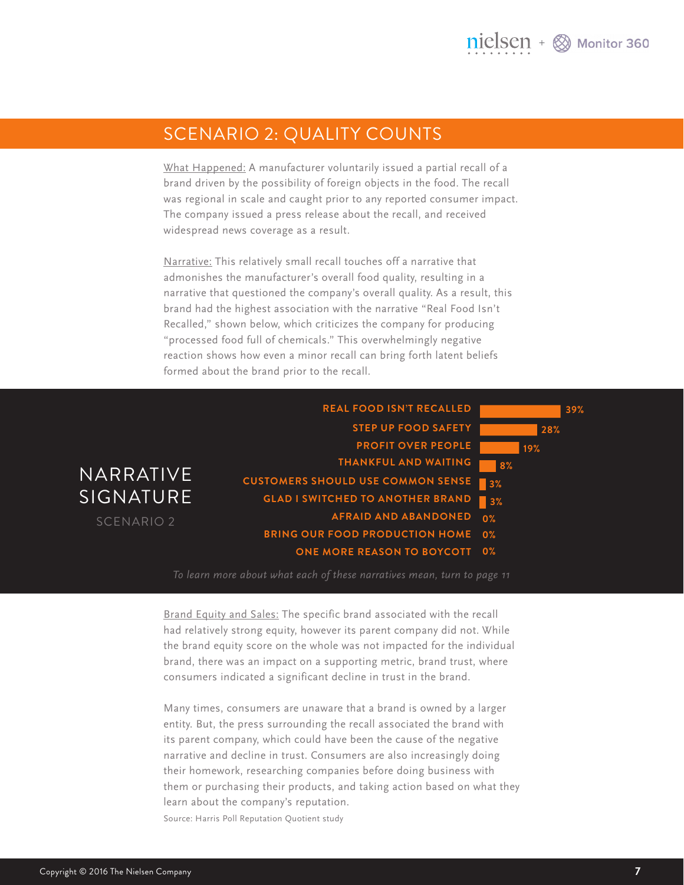## SCENARIO 2: QUALITY COUNTS

What Happened: A manufacturer voluntarily issued a partial recall of a brand driven by the possibility of foreign objects in the food. The recall was regional in scale and caught prior to any reported consumer impact. The company issued a press release about the recall, and received widespread news coverage as a result.

Narrative: This relatively small recall touches off a narrative that admonishes the manufacturer's overall food quality, resulting in a narrative that questioned the company's overall quality. As a result, this brand had the highest association with the narrative "Real Food Isn't Recalled," shown below, which criticizes the company for producing "processed food full of chemicals." This overwhelmingly negative reaction shows how even a minor recall can bring forth latent beliefs formed about the brand prior to the recall.

### NARRATIVE SIGNATURE

SCENARIO 2

| Narrative | % |
| --- | --- |
| REAL FOOD ISN'T RECALLED | 39% |
| STEP UP FOOD SAFETY | 28% |
| PROFIT OVER PEOPLE | 19% |
| THANKFUL AND WAITING | 8% |
| CUSTOMERS SHOULD USE COMMON SENSE | 3% |
| GLAD I SWITCHED TO ANOTHER BRAND | 3% |
| AFRAID AND ABANDONED | 0% |
| BRING OUR FOOD PRODUCTION HOME | 0% |
| ONE MORE REASON TO BOYCOTT | 0% |

*To learn more about what each of these narratives mean, turn to page 11*

Brand Equity and Sales: The specific brand associated with the recall had relatively strong equity, however its parent company did not. While the brand equity score on the whole was not impacted for the individual brand, there was an impact on a supporting metric, brand trust, where consumers indicated a significant decline in trust in the brand.

Many times, consumers are unaware that a brand is owned by a larger entity. But, the press surrounding the recall associated the brand with its parent company, which could have been the cause of the negative narrative and decline in trust. Consumers are also increasingly doing their homework, researching companies before doing business with them or purchasing their products, and taking action based on what they learn about the company's reputation.

Source: Harris Poll Reputation Quotient study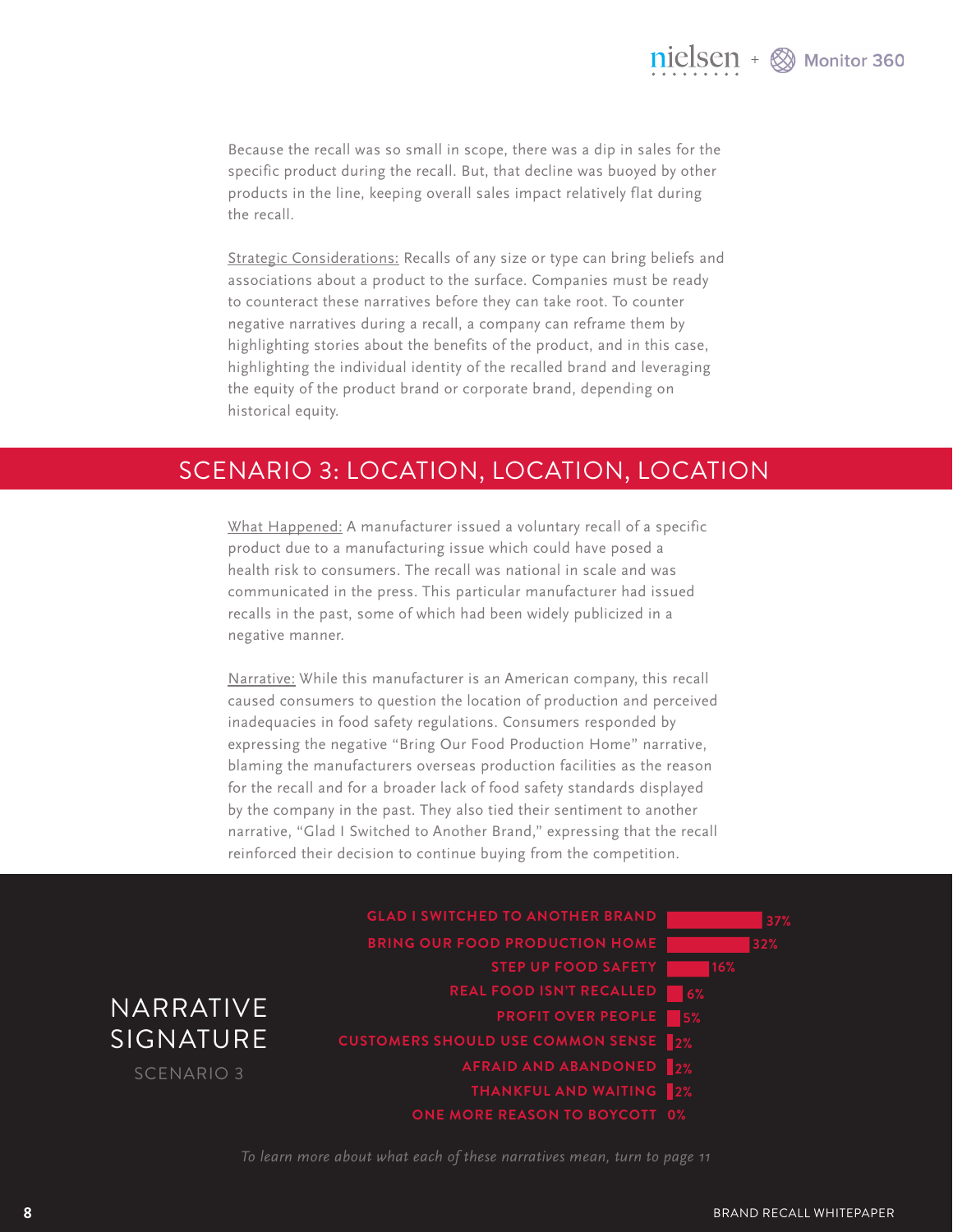Because the recall was so small in scope, there was a dip in sales for the specific product during the recall. But, that decline was buoyed by other products in the line, keeping overall sales impact relatively flat during the recall.

Strategic Considerations: Recalls of any size or type can bring beliefs and associations about a product to the surface. Companies must be ready to counteract these narratives before they can take root. To counter negative narratives during a recall, a company can reframe them by highlighting stories about the benefits of the product, and in this case, highlighting the individual identity of the recalled brand and leveraging the equity of the product brand or corporate brand, depending on historical equity.

## SCENARIO 3: LOCATION, LOCATION, LOCATION

What Happened: A manufacturer issued a voluntary recall of a specific product due to a manufacturing issue which could have posed a health risk to consumers. The recall was national in scale and was communicated in the press. This particular manufacturer had issued recalls in the past, some of which had been widely publicized in a negative manner.

Narrative: While this manufacturer is an American company, this recall caused consumers to question the location of production and perceived inadequacies in food safety regulations. Consumers responded by expressing the negative "Bring Our Food Production Home" narrative, blaming the manufacturers overseas production facilities as the reason for the recall and for a broader lack of food safety standards displayed by the company in the past. They also tied their sentiment to another narrative, "Glad I Switched to Another Brand," expressing that the recall reinforced their decision to continue buying from the competition.

### NARRATIVE SIGNATURE

SCENARIO 3

| Narrative | Share |
|---|---|
| GLAD I SWITCHED TO ANOTHER BRAND | 37% |
| BRING OUR FOOD PRODUCTION HOME | 32% |
| STEP UP FOOD SAFETY | 16% |
| REAL FOOD ISN'T RECALLED | 6% |
| PROFIT OVER PEOPLE | 5% |
| CUSTOMERS SHOULD USE COMMON SENSE | 2% |
| AFRAID AND ABANDONED | 2% |
| THANKFUL AND WAITING | 2% |
| ONE MORE REASON TO BOYCOTT | 0% |

*To learn more about what each of these narratives mean, turn to page 11*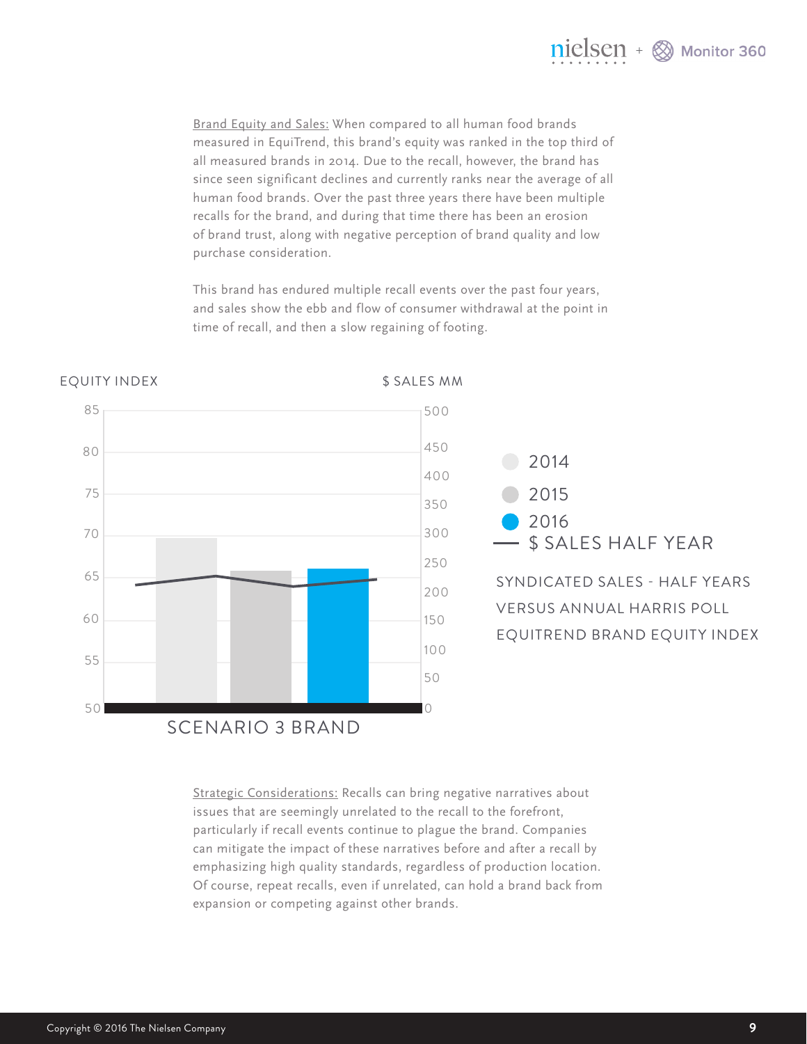Brand Equity and Sales: When compared to all human food brands measured in EquiTrend, this brand's equity was ranked in the top third of all measured brands in 2014. Due to the recall, however, the brand has since seen significant declines and currently ranks near the average of all human food brands. Over the past three years there have been multiple recalls for the brand, and during that time there has been an erosion of brand trust, along with negative perception of brand quality and low purchase consideration.

This brand has endured multiple recall events over the past four years, and sales show the ebb and flow of consumer withdrawal at the point in time of recall, and then a slow regaining of footing.

EQUITY INDEX | $ SALES MM

SCENARIO 3 BRAND

2014
2015
2016
$ SALES HALF YEAR

SYNDICATED SALES - HALF YEARS VERSUS ANNUAL HARRIS POLL EQUITREND BRAND EQUITY INDEX

Strategic Considerations: Recalls can bring negative narratives about issues that are seemingly unrelated to the recall to the forefront, particularly if recall events continue to plague the brand. Companies can mitigate the impact of these narratives before and after a recall by emphasizing high quality standards, regardless of production location. Of course, repeat recalls, even if unrelated, can hold a brand back from expansion or competing against other brands.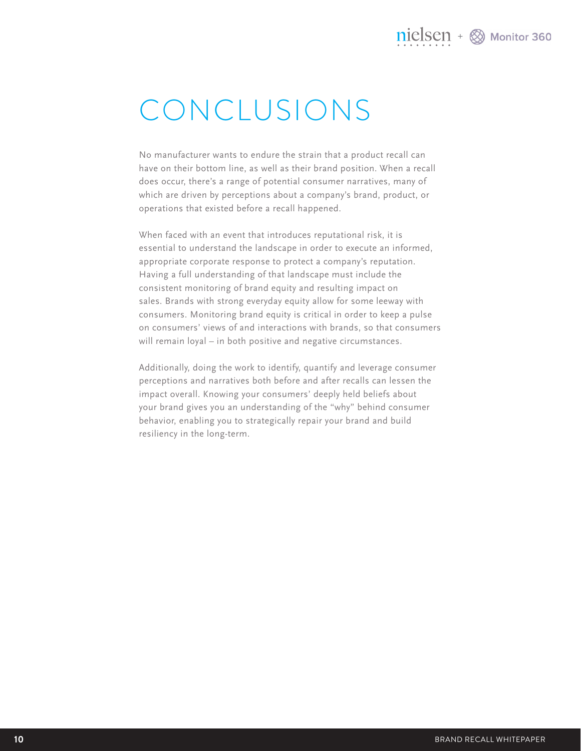# CONCLUSIONS

No manufacturer wants to endure the strain that a product recall can have on their bottom line, as well as their brand position. When a recall does occur, there's a range of potential consumer narratives, many of which are driven by perceptions about a company's brand, product, or operations that existed before a recall happened.

When faced with an event that introduces reputational risk, it is essential to understand the landscape in order to execute an informed, appropriate corporate response to protect a company's reputation. Having a full understanding of that landscape must include the consistent monitoring of brand equity and resulting impact on sales. Brands with strong everyday equity allow for some leeway with consumers. Monitoring brand equity is critical in order to keep a pulse on consumers' views of and interactions with brands, so that consumers will remain loyal – in both positive and negative circumstances.

Additionally, doing the work to identify, quantify and leverage consumer perceptions and narratives both before and after recalls can lessen the impact overall. Knowing your consumers' deeply held beliefs about your brand gives you an understanding of the "why" behind consumer behavior, enabling you to strategically repair your brand and build resiliency in the long-term.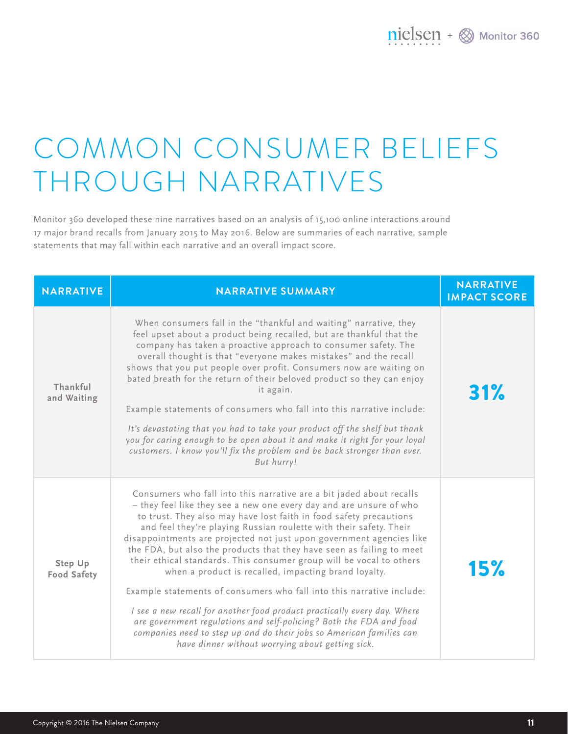# COMMON CONSUMER BELIEFS THROUGH NARRATIVES

Monitor 360 developed these nine narratives based on an analysis of 15,100 online interactions around 17 major brand recalls from January 2015 to May 2016. Below are summaries of each narrative, sample statements that may fall within each narrative and an overall impact score.

| NARRATIVE | NARRATIVE SUMMARY | NARRATIVE IMPACT SCORE |
|---|---|---|
| Thankful and Waiting | When consumers fall in the "thankful and waiting" narrative, they feel upset about a product being recalled, but are thankful that the company has taken a proactive approach to consumer safety. The overall thought is that "everyone makes mistakes" and the recall shows that you put people over profit. Consumers now are waiting on bated breath for the return of their beloved product so they can enjoy it again.<br><br>Example statements of consumers who fall into this narrative include:<br><br>*It's devastating that you had to take your product off the shelf but thank you for caring enough to be open about it and make it right for your loyal customers. I know you'll fix the problem and be back stronger than ever. But hurry!* | **31%** |
| Step Up Food Safety | Consumers who fall into this narrative are a bit jaded about recalls – they feel like they see a new one every day and are unsure of who to trust. They also may have lost faith in food safety precautions and feel they're playing Russian roulette with their safety. Their disappointments are projected not just upon government agencies like the FDA, but also the products that they have seen as failing to meet their ethical standards. This consumer group will be vocal to others when a product is recalled, impacting brand loyalty.<br><br>Example statements of consumers who fall into this narrative include:<br><br>*I see a new recall for another food product practically every day. Where are government regulations and self-policing? Both the FDA and food companies need to step up and do their jobs so American families can have dinner without worrying about getting sick.* | **15%** |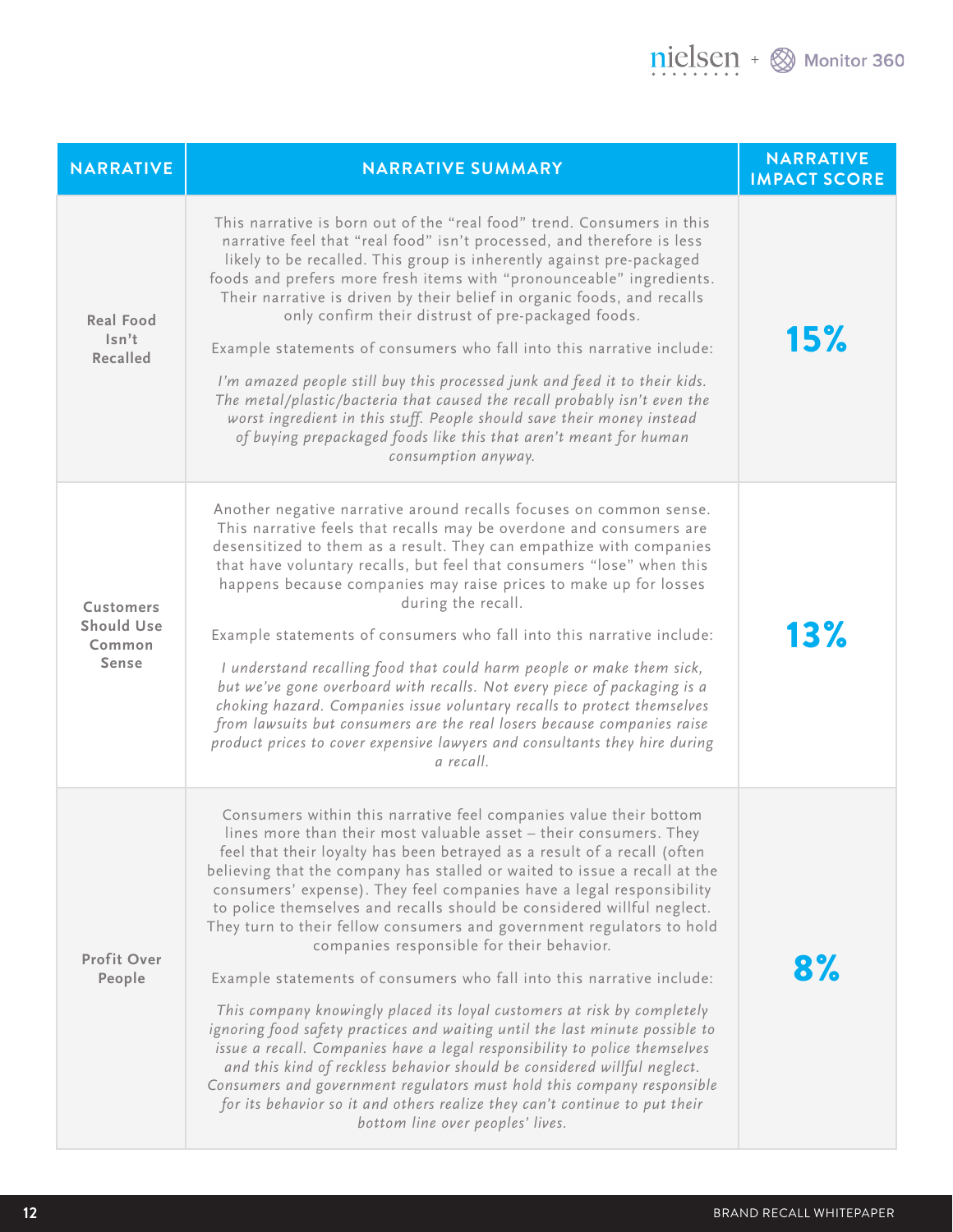| NARRATIVE | NARRATIVE SUMMARY | NARRATIVE IMPACT SCORE |
|---|---|---|
| Real Food Isn't Recalled | This narrative is born out of the "real food" trend. Consumers in this narrative feel that "real food" isn't processed, and therefore is less likely to be recalled. This group is inherently against pre-packaged foods and prefers more fresh items with "pronounceable" ingredients. Their narrative is driven by their belief in organic foods, and recalls only confirm their distrust of pre-packaged foods.<br><br>Example statements of consumers who fall into this narrative include:<br><br>*I'm amazed people still buy this processed junk and feed it to their kids. The metal/plastic/bacteria that caused the recall probably isn't even the worst ingredient in this stuff. People should save their money instead of buying prepackaged foods like this that aren't meant for human consumption anyway.* | **15%** |
| Customers Should Use Common Sense | Another negative narrative around recalls focuses on common sense. This narrative feels that recalls may be overdone and consumers are desensitized to them as a result. They can empathize with companies that have voluntary recalls, but feel that consumers "lose" when this happens because companies may raise prices to make up for losses during the recall.<br><br>Example statements of consumers who fall into this narrative include:<br><br>*I understand recalling food that could harm people or make them sick, but we've gone overboard with recalls. Not every piece of packaging is a choking hazard. Companies issue voluntary recalls to protect themselves from lawsuits but consumers are the real losers because companies raise product prices to cover expensive lawyers and consultants they hire during a recall.* | **13%** |
| Profit Over People | Consumers within this narrative feel companies value their bottom lines more than their most valuable asset – their consumers. They feel that their loyalty has been betrayed as a result of a recall (often believing that the company has stalled or waited to issue a recall at the consumers' expense). They feel companies have a legal responsibility to police themselves and recalls should be considered willful neglect. They turn to their fellow consumers and government regulators to hold companies responsible for their behavior.<br><br>Example statements of consumers who fall into this narrative include:<br><br>*This company knowingly placed its loyal customers at risk by completely ignoring food safety practices and waiting until the last minute possible to issue a recall. Companies have a legal responsibility to police themselves and this kind of reckless behavior should be considered willful neglect. Consumers and government regulators must hold this company responsible for its behavior so it and others realize they can't continue to put their bottom line over peoples' lives.* | **8%** |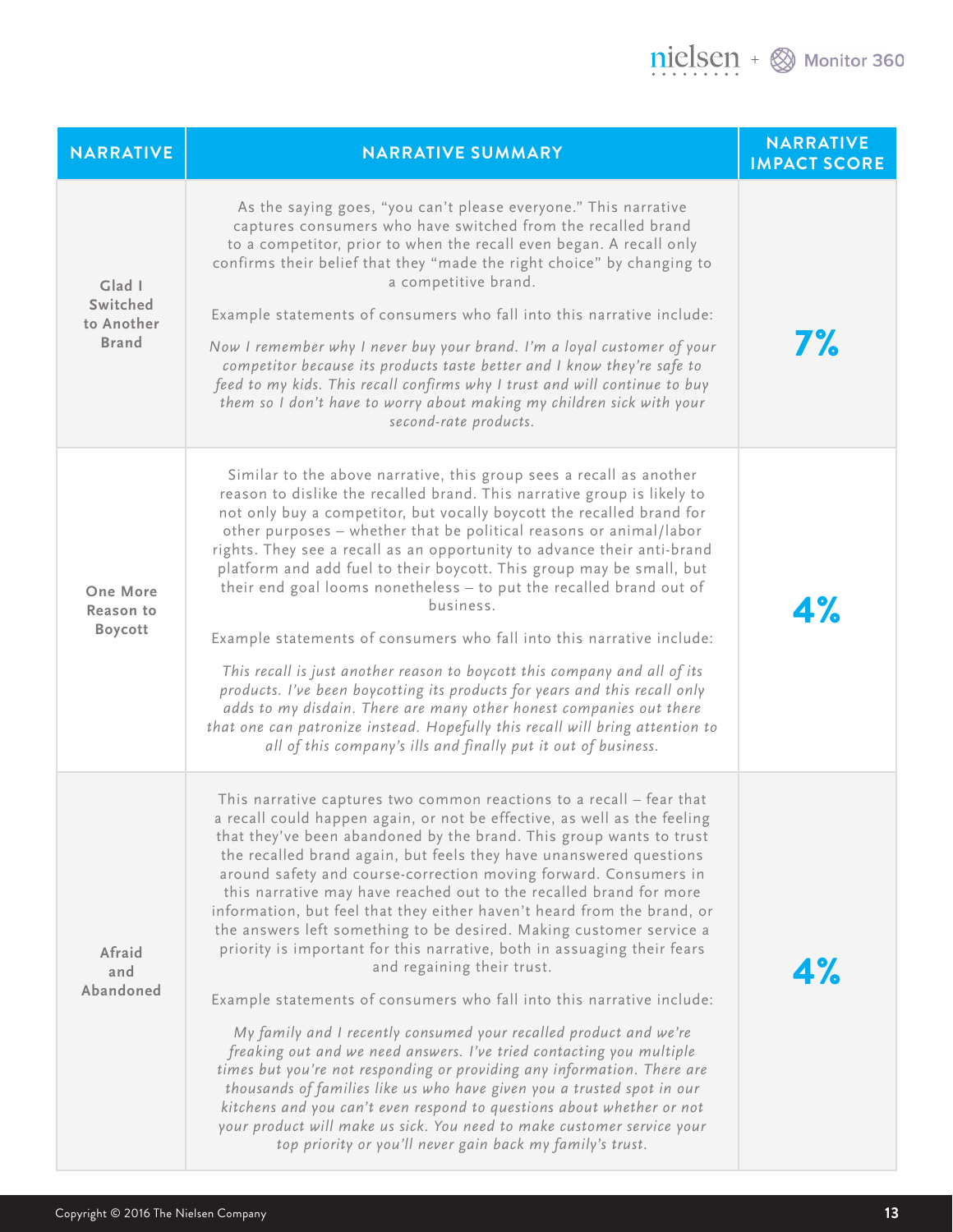| NARRATIVE | NARRATIVE SUMMARY | NARRATIVE IMPACT SCORE |
|---|---|---|
| Glad I Switched to Another Brand | As the saying goes, "you can't please everyone." This narrative captures consumers who have switched from the recalled brand to a competitor, prior to when the recall even began. A recall only confirms their belief that they "made the right choice" by changing to a competitive brand.<br><br>Example statements of consumers who fall into this narrative include:<br><br>*Now I remember why I never buy your brand. I'm a loyal customer of your competitor because its products taste better and I know they're safe to feed to my kids. This recall confirms why I trust and will continue to buy them so I don't have to worry about making my children sick with your second-rate products.* | 7% |
| One More Reason to Boycott | Similar to the above narrative, this group sees a recall as another reason to dislike the recalled brand. This narrative group is likely to not only buy a competitor, but vocally boycott the recalled brand for other purposes – whether that be political reasons or animal/labor rights. They see a recall as an opportunity to advance their anti-brand platform and add fuel to their boycott. This group may be small, but their end goal looms nonetheless – to put the recalled brand out of business.<br><br>Example statements of consumers who fall into this narrative include:<br><br>*This recall is just another reason to boycott this company and all of its products. I've been boycotting its products for years and this recall only adds to my disdain. There are many other honest companies out there that one can patronize instead. Hopefully this recall will bring attention to all of this company's ills and finally put it out of business.* | 4% |
| Afraid and Abandoned | This narrative captures two common reactions to a recall – fear that a recall could happen again, or not be effective, as well as the feeling that they've been abandoned by the brand. This group wants to trust the recalled brand again, but feels they have unanswered questions around safety and course-correction moving forward. Consumers in this narrative may have reached out to the recalled brand for more information, but feel that they either haven't heard from the brand, or the answers left something to be desired. Making customer service a priority is important for this narrative, both in assuaging their fears and regaining their trust.<br><br>Example statements of consumers who fall into this narrative include:<br><br>*My family and I recently consumed your recalled product and we're freaking out and we need answers. I've tried contacting you multiple times but you're not responding or providing any information. There are thousands of families like us who have given you a trusted spot in our kitchens and you can't even respond to questions about whether or not your product will make us sick. You need to make customer service your top priority or you'll never gain back my family's trust.* | 4% |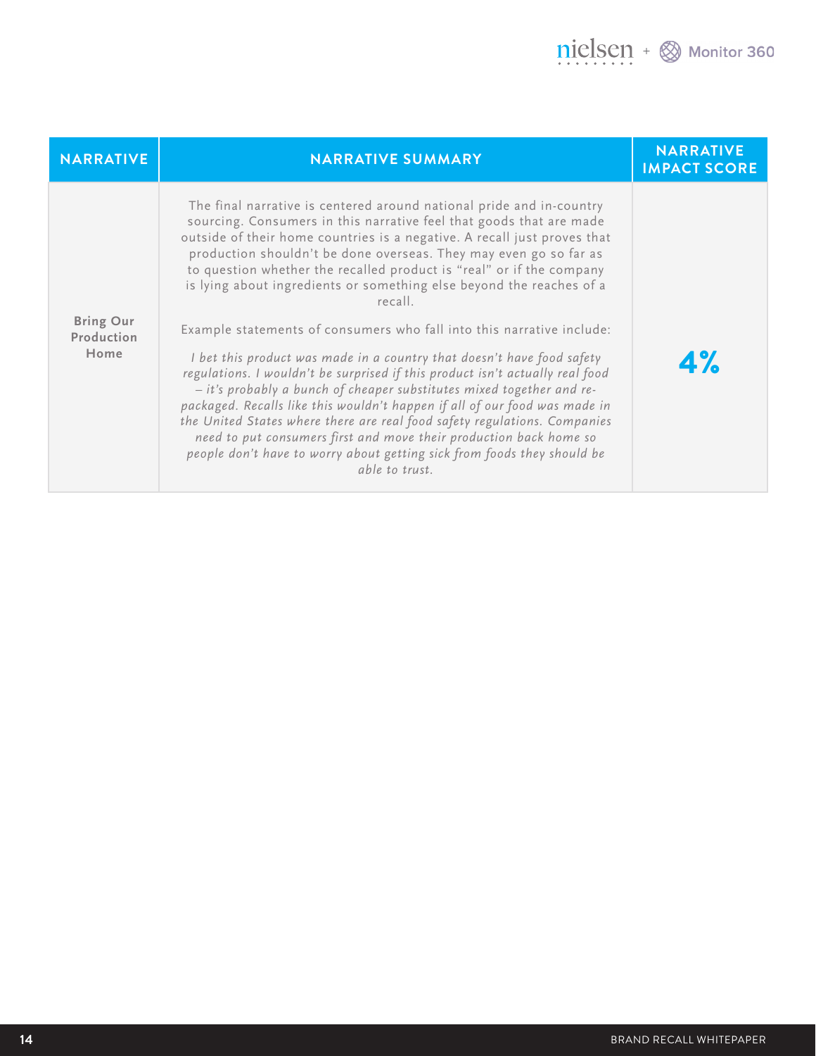| NARRATIVE | NARRATIVE SUMMARY | NARRATIVE IMPACT SCORE |
|---|---|---|
| **Bring Our Production Home** | The final narrative is centered around national pride and in-country sourcing. Consumers in this narrative feel that goods that are made outside of their home countries is a negative. A recall just proves that production shouldn't be done overseas. They may even go so far as to question whether the recalled product is "real" or if the company is lying about ingredients or something else beyond the reaches of a recall.<br><br>Example statements of consumers who fall into this narrative include:<br><br>*I bet this product was made in a country that doesn't have food safety regulations. I wouldn't be surprised if this product isn't actually real food – it's probably a bunch of cheaper substitutes mixed together and re-packaged. Recalls like this wouldn't happen if all of our food was made in the United States where there are real food safety regulations. Companies need to put consumers first and move their production back home so people don't have to worry about getting sick from foods they should be able to trust.* | **4%** |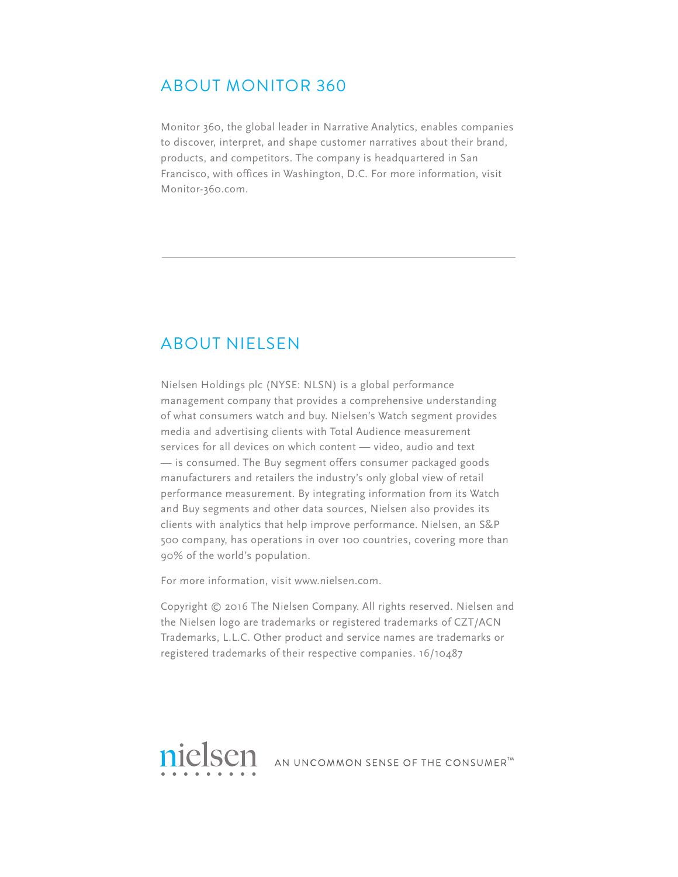## ABOUT MONITOR 360

Monitor 360, the global leader in Narrative Analytics, enables companies to discover, interpret, and shape customer narratives about their brand, products, and competitors. The company is headquartered in San Francisco, with offices in Washington, D.C. For more information, visit Monitor-360.com.

---

## ABOUT NIELSEN

Nielsen Holdings plc (NYSE: NLSN) is a global performance management company that provides a comprehensive understanding of what consumers watch and buy. Nielsen's Watch segment provides media and advertising clients with Total Audience measurement services for all devices on which content — video, audio and text — is consumed. The Buy segment offers consumer packaged goods manufacturers and retailers the industry's only global view of retail performance measurement. By integrating information from its Watch and Buy segments and other data sources, Nielsen also provides its clients with analytics that help improve performance. Nielsen, an S&P 500 company, has operations in over 100 countries, covering more than 90% of the world's population.

For more information, visit www.nielsen.com.

Copyright © 2016 The Nielsen Company. All rights reserved. Nielsen and the Nielsen logo are trademarks or registered trademarks of CZT/ACN Trademarks, L.L.C. Other product and service names are trademarks or registered trademarks of their respective companies. 16/10487

nielsen AN UNCOMMON SENSE OF THE CONSUMER™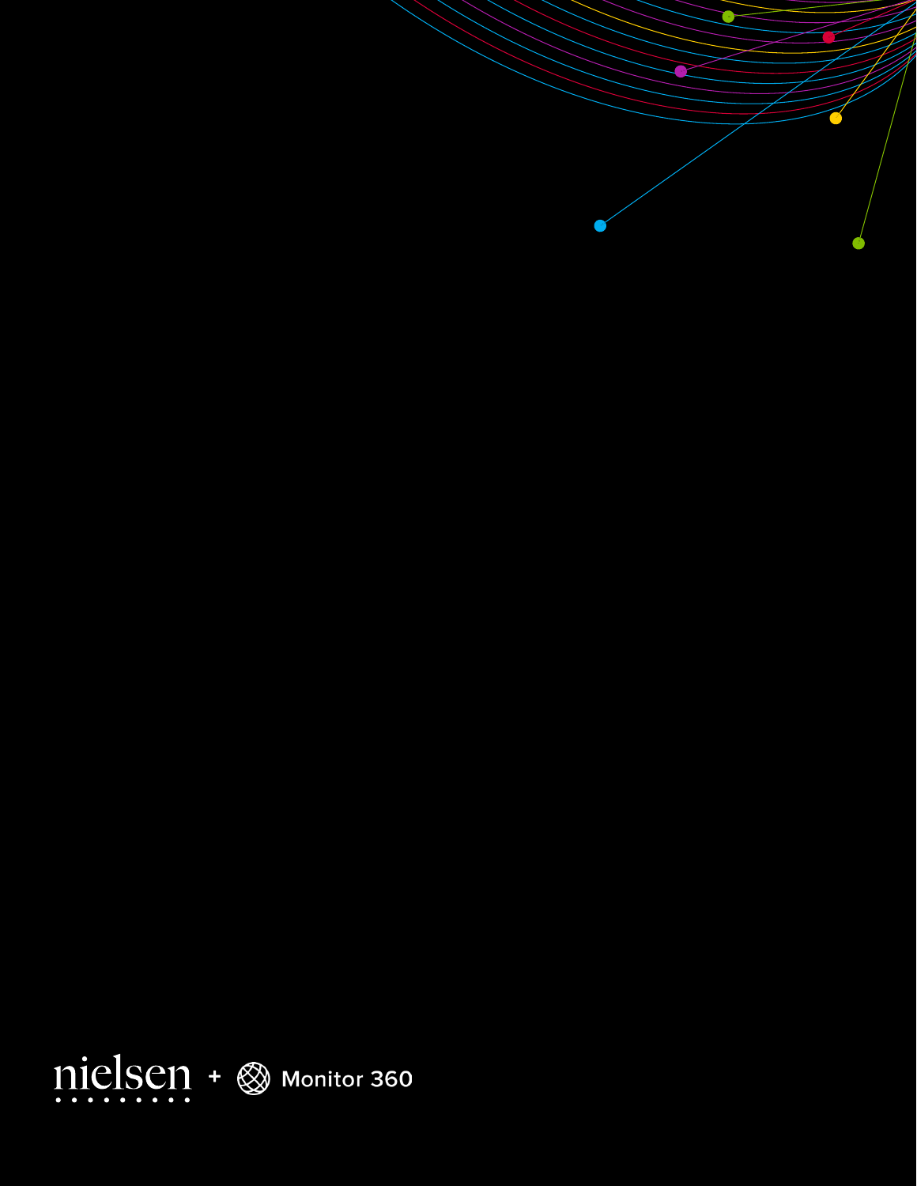nielsen + Monitor 360